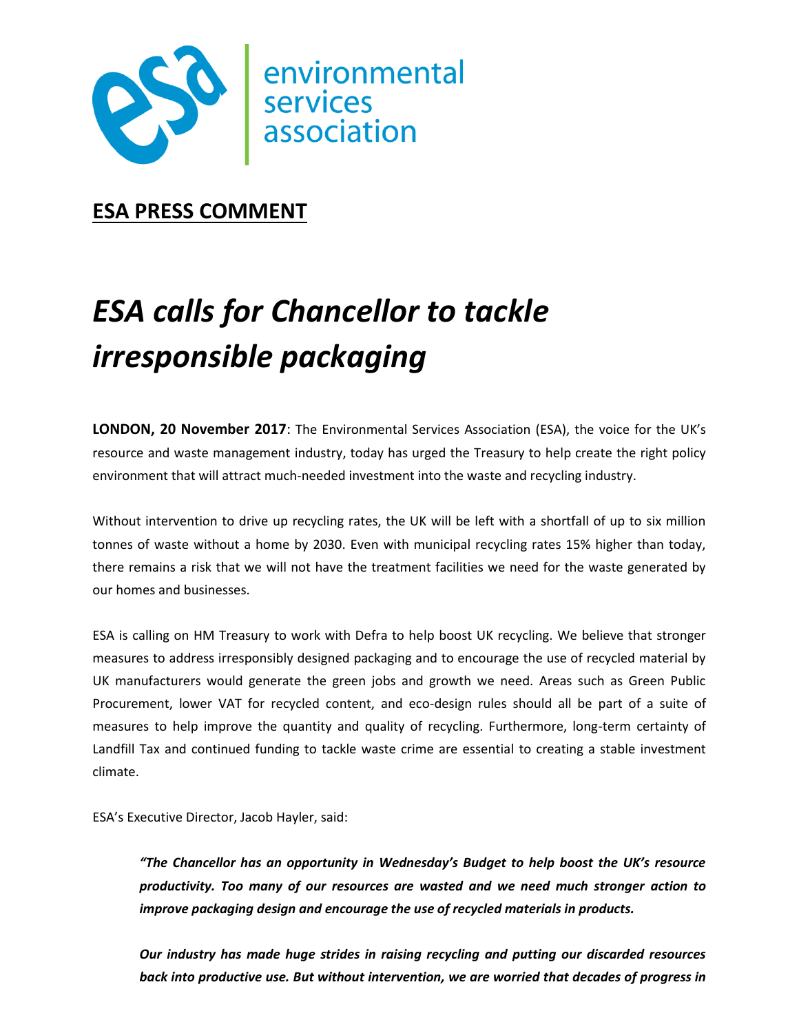environmental services association

**ESA PRESS COMMENT**

# *ESA calls for Chancellor to tackle irresponsible packaging*

**LONDON, 20 November 2017**: The Environmental Services Association (ESA), the voice for the UK's resource and waste management industry, today has urged the Treasury to help create the right policy environment that will attract much-needed investment into the waste and recycling industry.

Without intervention to drive up recycling rates, the UK will be left with a shortfall of up to six million tonnes of waste without a home by 2030. Even with municipal recycling rates 15% higher than today, there remains a risk that we will not have the treatment facilities we need for the waste generated by our homes and businesses.

ESA is calling on HM Treasury to work with Defra to help boost UK recycling. We believe that stronger measures to address irresponsibly designed packaging and to encourage the use of recycled material by UK manufacturers would generate the green jobs and growth we need. Areas such as Green Public Procurement, lower VAT for recycled content, and eco-design rules should all be part of a suite of measures to help improve the quantity and quality of recycling. Furthermore, long-term certainty of Landfill Tax and continued funding to tackle waste crime are essential to creating a stable investment climate.

ESA's Executive Director, Jacob Hayler, said:

> ***"The Chancellor has an opportunity in Wednesday's Budget to help boost the UK's resource productivity. Too many of our resources are wasted and we need much stronger action to improve packaging design and encourage the use of recycled materials in products.***
>
> ***Our industry has made huge strides in raising recycling and putting our discarded resources back into productive use. But without intervention, we are worried that decades of progress in***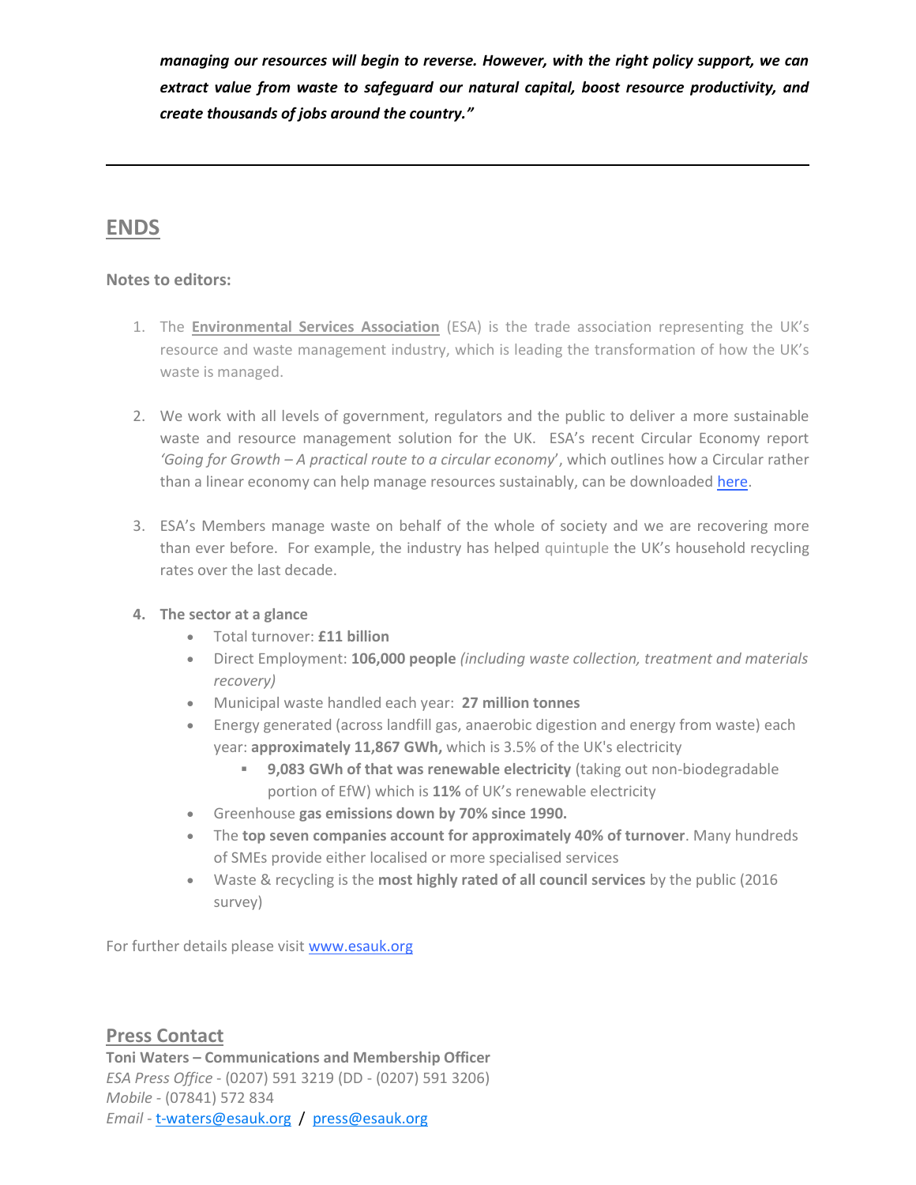***managing our resources will begin to reverse. However, with the right policy support, we can extract value from waste to safeguard our natural capital, boost resource productivity, and create thousands of jobs around the country."***

---

## ENDS

**Notes to editors:**

1. The **Environmental Services Association** (ESA) is the trade association representing the UK's resource and waste management industry, which is leading the transformation of how the UK's waste is managed.

2. We work with all levels of government, regulators and the public to deliver a more sustainable waste and resource management solution for the UK. ESA's recent Circular Economy report *'Going for Growth – A practical route to a circular economy*', which outlines how a Circular rather than a linear economy can help manage resources sustainably, can be downloaded here.

3. ESA's Members manage waste on behalf of the whole of society and we are recovering more than ever before. For example, the industry has helped quintuple the UK's household recycling rates over the last decade.

4. **The sector at a glance**
   - Total turnover: **£11 billion**
   - Direct Employment: **106,000 people** *(including waste collection, treatment and materials recovery)*
   - Municipal waste handled each year: **27 million tonnes**
   - Energy generated (across landfill gas, anaerobic digestion and energy from waste) each year: **approximately 11,867 GWh,** which is 3.5% of the UK's electricity
     - **9,083 GWh of that was renewable electricity** (taking out non-biodegradable portion of EfW) which is **11%** of UK's renewable electricity
   - Greenhouse **gas emissions down by 70% since 1990.**
   - The **top seven companies account for approximately 40% of turnover**. Many hundreds of SMEs provide either localised or more specialised services
   - Waste & recycling is the **most highly rated of all council services** by the public (2016 survey)

For further details please visit www.esauk.org

## Press Contact

**Toni Waters – Communications and Membership Officer**
*ESA Press Office* - (0207) 591 3219 (DD - (0207) 591 3206)
*Mobile* - (07841) 572 834
*Email* - t-waters@esauk.org / press@esauk.org